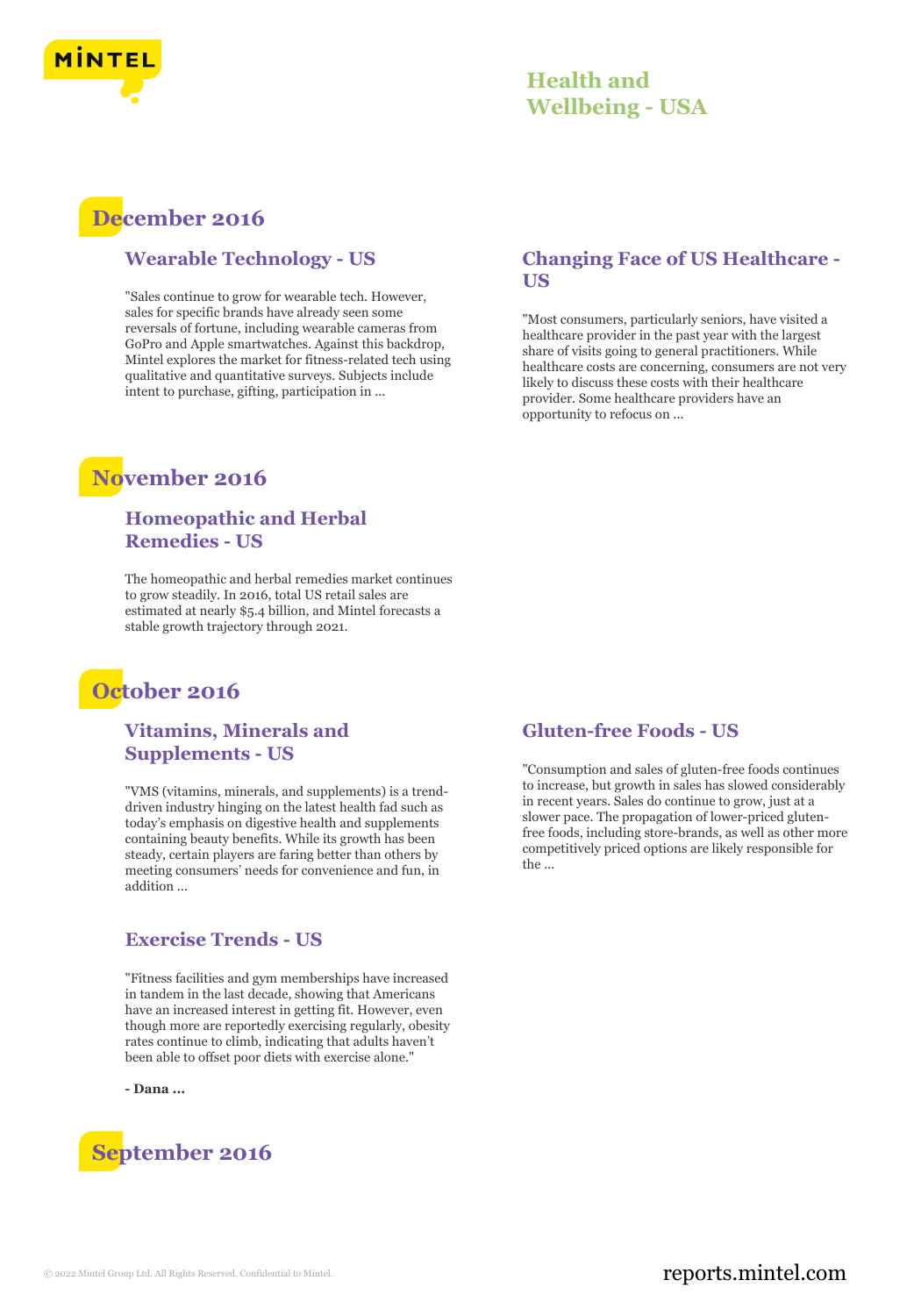# Health and Wellbeing - USA

## December 2016

### Wearable Technology - US

"Sales continue to grow for wearable tech. However, sales for specific brands have already seen some reversals of fortune, including wearable cameras from GoPro and Apple smartwatches. Against this backdrop, Mintel explores the market for fitness-related tech using qualitative and quantitative surveys. Subjects include intent to purchase, gifting, participation in ...

### Changing Face of US Healthcare - US

"Most consumers, particularly seniors, have visited a healthcare provider in the past year with the largest share of visits going to general practitioners. While healthcare costs are concerning, consumers are not very likely to discuss these costs with their healthcare provider. Some healthcare providers have an opportunity to refocus on ...

## November 2016

### Homeopathic and Herbal Remedies - US

The homeopathic and herbal remedies market continues to grow steadily. In 2016, total US retail sales are estimated at nearly $5.4 billion, and Mintel forecasts a stable growth trajectory through 2021.

## October 2016

### Vitamins, Minerals and Supplements - US

"VMS (vitamins, minerals, and supplements) is a trend-driven industry hinging on the latest health fad such as today's emphasis on digestive health and supplements containing beauty benefits. While its growth has been steady, certain players are faring better than others by meeting consumers' needs for convenience and fun, in addition ...

### Exercise Trends - US

"Fitness facilities and gym memberships have increased in tandem in the last decade, showing that Americans have an increased interest in getting fit. However, even though more are reportedly exercising regularly, obesity rates continue to climb, indicating that adults haven't been able to offset poor diets with exercise alone."

**- Dana ...**

### Gluten-free Foods - US

"Consumption and sales of gluten-free foods continues to increase, but growth in sales has slowed considerably in recent years. Sales do continue to grow, just at a slower pace. The propagation of lower-priced gluten-free foods, including store-brands, as well as other more competitively priced options are likely responsible for the ...

## September 2016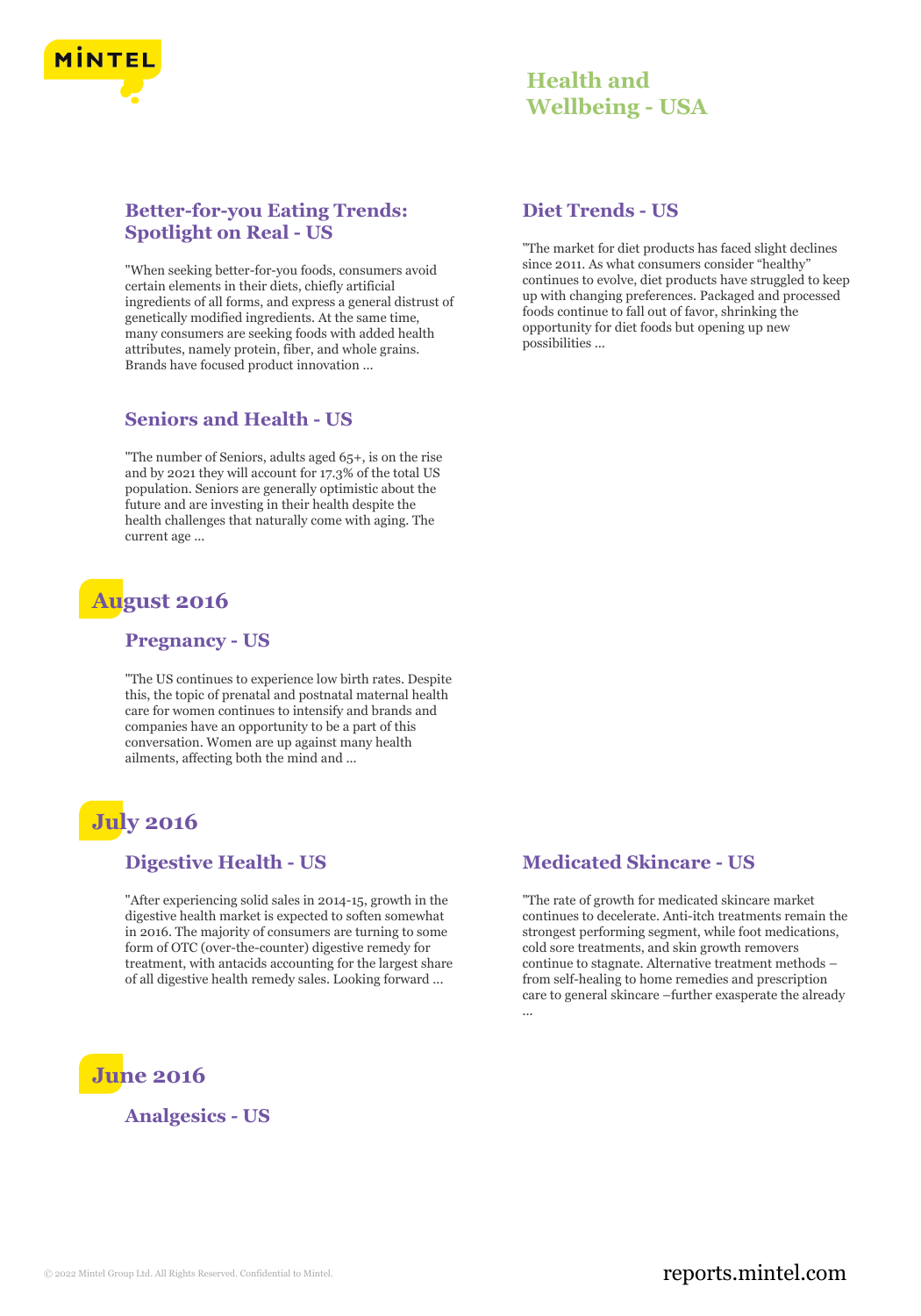### Better-for-you Eating Trends: Spotlight on Real - US

"When seeking better-for-you foods, consumers avoid certain elements in their diets, chiefly artificial ingredients of all forms, and express a general distrust of genetically modified ingredients. At the same time, many consumers are seeking foods with added health attributes, namely protein, fiber, and whole grains. Brands have focused product innovation ...

### Diet Trends - US

"The market for diet products has faced slight declines since 2011. As what consumers consider "healthy" continues to evolve, diet products have struggled to keep up with changing preferences. Packaged and processed foods continue to fall out of favor, shrinking the opportunity for diet foods but opening up new possibilities ...

### Seniors and Health - US

"The number of Seniors, adults aged 65+, is on the rise and by 2021 they will account for 17.3% of the total US population. Seniors are generally optimistic about the future and are investing in their health despite the health challenges that naturally come with aging. The current age ...

## August 2016

### Pregnancy - US

"The US continues to experience low birth rates. Despite this, the topic of prenatal and postnatal maternal health care for women continues to intensify and brands and companies have an opportunity to be a part of this conversation. Women are up against many health ailments, affecting both the mind and ...

## July 2016

### Digestive Health - US

"After experiencing solid sales in 2014-15, growth in the digestive health market is expected to soften somewhat in 2016. The majority of consumers are turning to some form of OTC (over-the-counter) digestive remedy for treatment, with antacids accounting for the largest share of all digestive health remedy sales. Looking forward ...

### Medicated Skincare - US

"The rate of growth for medicated skincare market continues to decelerate. Anti-itch treatments remain the strongest performing segment, while foot medications, cold sore treatments, and skin growth removers continue to stagnate. Alternative treatment methods – from self-healing to home remedies and prescription care to general skincare –further exasperate the already ...

## June 2016

### Analgesics - US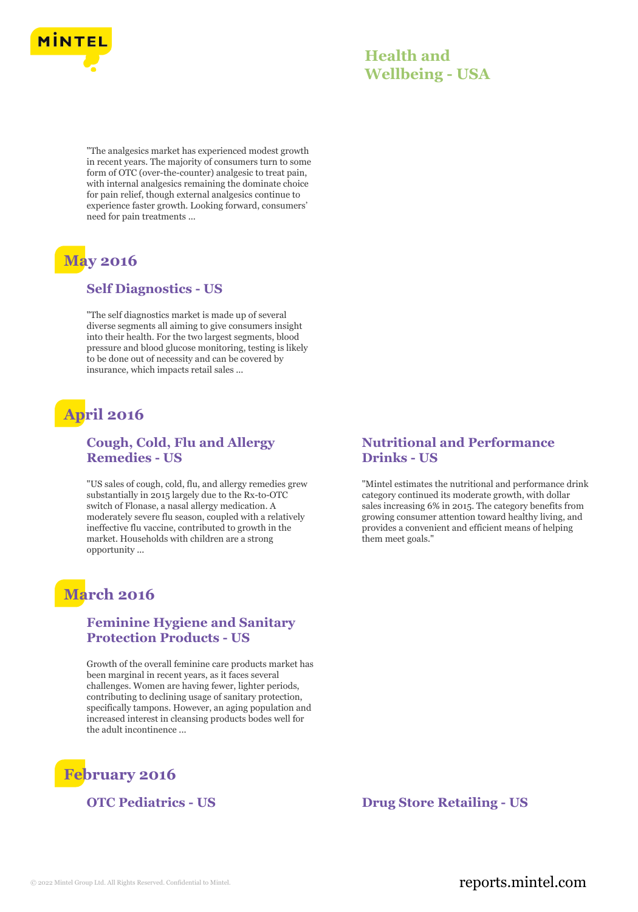"The analgesics market has experienced modest growth in recent years. The majority of consumers turn to some form of OTC (over-the-counter) analgesic to treat pain, with internal analgesics remaining the dominate choice for pain relief, though external analgesics continue to experience faster growth. Looking forward, consumers' need for pain treatments ...

## May 2016

### Self Diagnostics - US

"The self diagnostics market is made up of several diverse segments all aiming to give consumers insight into their health. For the two largest segments, blood pressure and blood glucose monitoring, testing is likely to be done out of necessity and can be covered by insurance, which impacts retail sales ...

## April 2016

### Cough, Cold, Flu and Allergy Remedies - US

"US sales of cough, cold, flu, and allergy remedies grew substantially in 2015 largely due to the Rx-to-OTC switch of Flonase, a nasal allergy medication. A moderately severe flu season, coupled with a relatively ineffective flu vaccine, contributed to growth in the market. Households with children are a strong opportunity ...

### Nutritional and Performance Drinks - US

"Mintel estimates the nutritional and performance drink category continued its moderate growth, with dollar sales increasing 6% in 2015. The category benefits from growing consumer attention toward healthy living, and provides a convenient and efficient means of helping them meet goals."

## March 2016

### Feminine Hygiene and Sanitary Protection Products - US

Growth of the overall feminine care products market has been marginal in recent years, as it faces several challenges. Women are having fewer, lighter periods, contributing to declining usage of sanitary protection, specifically tampons. However, an aging population and increased interest in cleansing products bodes well for the adult incontinence ...

## February 2016

### OTC Pediatrics - US

### Drug Store Retailing - US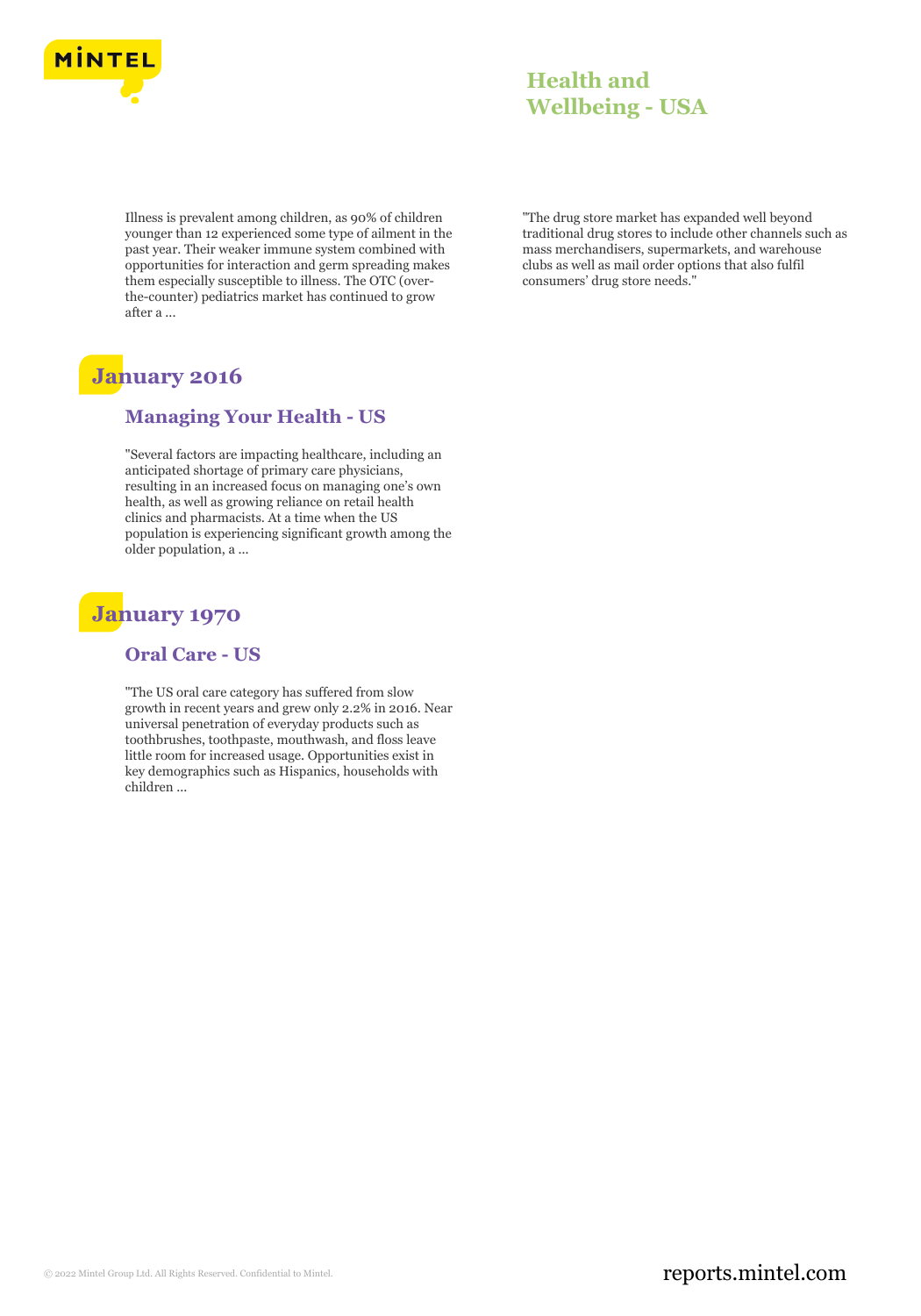Illness is prevalent among children, as 90% of children younger than 12 experienced some type of ailment in the past year. Their weaker immune system combined with opportunities for interaction and germ spreading makes them especially susceptible to illness. The OTC (over-the-counter) pediatrics market has continued to grow after a ...

"The drug store market has expanded well beyond traditional drug stores to include other channels such as mass merchandisers, supermarkets, and warehouse clubs as well as mail order options that also fulfil consumers' drug store needs."

## January 2016

### Managing Your Health - US

"Several factors are impacting healthcare, including an anticipated shortage of primary care physicians, resulting in an increased focus on managing one's own health, as well as growing reliance on retail health clinics and pharmacists. At a time when the US population is experiencing significant growth among the older population, a ...

## January 1970

### Oral Care - US

"The US oral care category has suffered from slow growth in recent years and grew only 2.2% in 2016. Near universal penetration of everyday products such as toothbrushes, toothpaste, mouthwash, and floss leave little room for increased usage. Opportunities exist in key demographics such as Hispanics, households with children ...